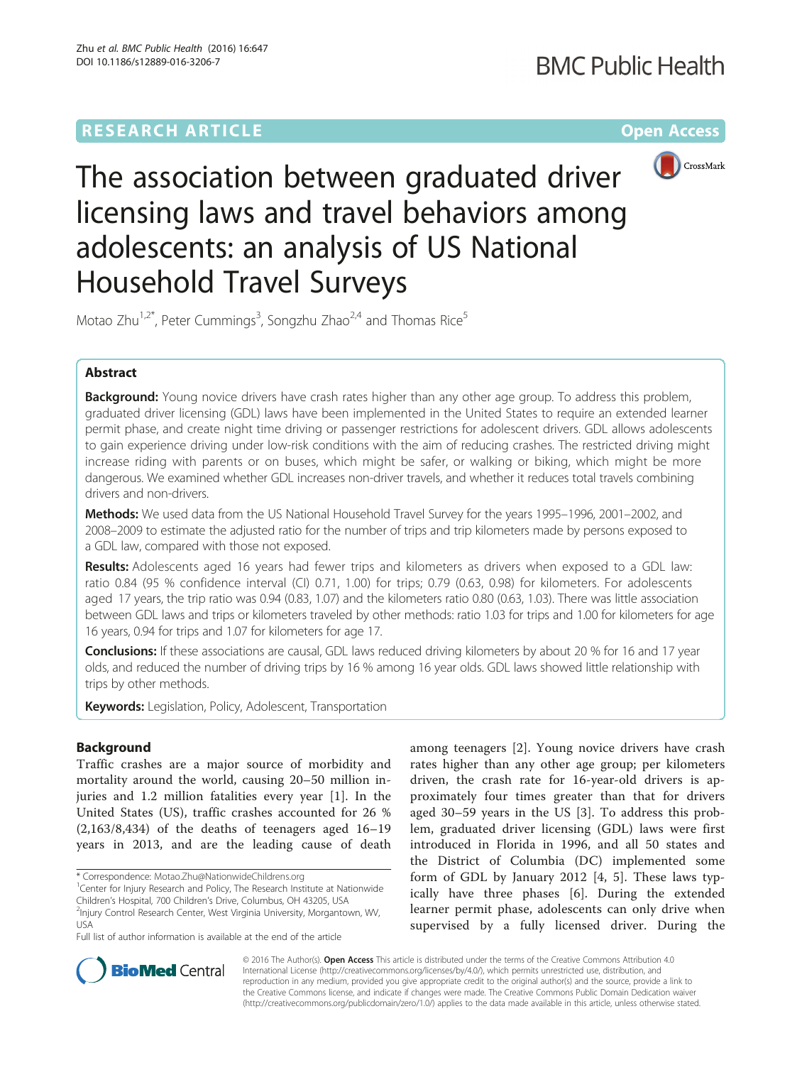# The association between graduated driver licensing laws and travel behaviors among adolescents: an analysis of US National Household Travel Surveys

Motao Zhu[1,2*], Peter Cummings[3], Songzhu Zhao[2,4] and Thomas Rice[5]

## Abstract

**Background:** Young novice drivers have crash rates higher than any other age group. To address this problem, graduated driver licensing (GDL) laws have been implemented in the United States to require an extended learner permit phase, and create night time driving or passenger restrictions for adolescent drivers. GDL allows adolescents to gain experience driving under low-risk conditions with the aim of reducing crashes. The restricted driving might increase riding with parents or on buses, which might be safer, or walking or biking, which might be more dangerous. We examined whether GDL increases non-driver travels, and whether it reduces total travels combining drivers and non-drivers.

**Methods:** We used data from the US National Household Travel Survey for the years 1995–1996, 2001–2002, and 2008–2009 to estimate the adjusted ratio for the number of trips and trip kilometers made by persons exposed to a GDL law, compared with those not exposed.

**Results:** Adolescents aged 16 years had fewer trips and kilometers as drivers when exposed to a GDL law: ratio 0.84 (95 % confidence interval (CI) 0.71, 1.00) for trips; 0.79 (0.63, 0.98) for kilometers. For adolescents aged 17 years, the trip ratio was 0.94 (0.83, 1.07) and the kilometers ratio 0.80 (0.63, 1.03). There was little association between GDL laws and trips or kilometers traveled by other methods: ratio 1.03 for trips and 1.00 for kilometers for age 16 years, 0.94 for trips and 1.07 for kilometers for age 17.

**Conclusions:** If these associations are causal, GDL laws reduced driving kilometers by about 20 % for 16 and 17 year olds, and reduced the number of driving trips by 16 % among 16 year olds. GDL laws showed little relationship with trips by other methods.

**Keywords:** Legislation, Policy, Adolescent, Transportation

## Background

Traffic crashes are a major source of morbidity and mortality around the world, causing 20–50 million injuries and 1.2 million fatalities every year [1]. In the United States (US), traffic crashes accounted for 26 % (2,163/8,434) of the deaths of teenagers aged 16–19 years in 2013, and are the leading cause of death among teenagers [2]. Young novice drivers have crash rates higher than any other age group; per kilometers driven, the crash rate for 16-year-old drivers is approximately four times greater than that for drivers aged 30–59 years in the US [3]. To address this problem, graduated driver licensing (GDL) laws were first introduced in Florida in 1996, and all 50 states and the District of Columbia (DC) implemented some form of GDL by January 2012 [4, 5]. These laws typically have three phases [6]. During the extended learner permit phase, adolescents can only drive when supervised by a fully licensed driver. During the

\* Correspondence: Motao.Zhu@NationwideChildrens.org
[1]Center for Injury Research and Policy, The Research Institute at Nationwide Children's Hospital, 700 Children's Drive, Columbus, OH 43205, USA
[2]Injury Control Research Center, West Virginia University, Morgantown, WV, USA
Full list of author information is available at the end of the article

© 2016 The Author(s). **Open Access** This article is distributed under the terms of the Creative Commons Attribution 4.0 International License (http://creativecommons.org/licenses/by/4.0/), which permits unrestricted use, distribution, and reproduction in any medium, provided you give appropriate credit to the original author(s) and the source, provide a link to the Creative Commons license, and indicate if changes were made. The Creative Commons Public Domain Dedication waiver (http://creativecommons.org/publicdomain/zero/1.0/) applies to the data made available in this article, unless otherwise stated.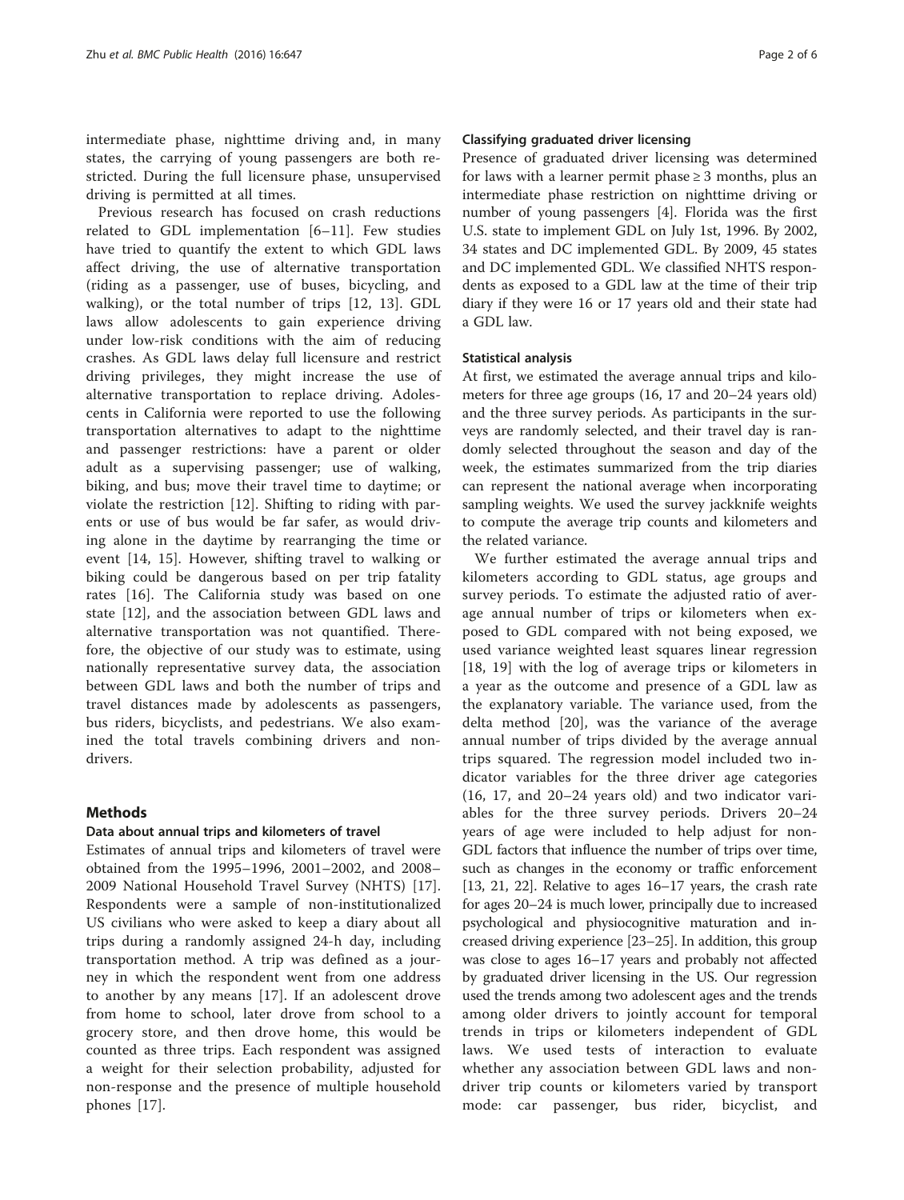intermediate phase, nighttime driving and, in many states, the carrying of young passengers are both restricted. During the full licensure phase, unsupervised driving is permitted at all times.

Previous research has focused on crash reductions related to GDL implementation [6–11]. Few studies have tried to quantify the extent to which GDL laws affect driving, the use of alternative transportation (riding as a passenger, use of buses, bicycling, and walking), or the total number of trips [12, 13]. GDL laws allow adolescents to gain experience driving under low-risk conditions with the aim of reducing crashes. As GDL laws delay full licensure and restrict driving privileges, they might increase the use of alternative transportation to replace driving. Adolescents in California were reported to use the following transportation alternatives to adapt to the nighttime and passenger restrictions: have a parent or older adult as a supervising passenger; use of walking, biking, and bus; move their travel time to daytime; or violate the restriction [12]. Shifting to riding with parents or use of bus would be far safer, as would driving alone in the daytime by rearranging the time or event [14, 15]. However, shifting travel to walking or biking could be dangerous based on per trip fatality rates [16]. The California study was based on one state [12], and the association between GDL laws and alternative transportation was not quantified. Therefore, the objective of our study was to estimate, using nationally representative survey data, the association between GDL laws and both the number of trips and travel distances made by adolescents as passengers, bus riders, bicyclists, and pedestrians. We also examined the total travels combining drivers and nondrivers.

## Methods

### Data about annual trips and kilometers of travel

Estimates of annual trips and kilometers of travel were obtained from the 1995–1996, 2001–2002, and 2008–2009 National Household Travel Survey (NHTS) [17]. Respondents were a sample of non-institutionalized US civilians who were asked to keep a diary about all trips during a randomly assigned 24-h day, including transportation method. A trip was defined as a journey in which the respondent went from one address to another by any means [17]. If an adolescent drove from home to school, later drove from school to a grocery store, and then drove home, this would be counted as three trips. Each respondent was assigned a weight for their selection probability, adjusted for non-response and the presence of multiple household phones [17].

### Classifying graduated driver licensing

Presence of graduated driver licensing was determined for laws with a learner permit phase ≥ 3 months, plus an intermediate phase restriction on nighttime driving or number of young passengers [4]. Florida was the first U.S. state to implement GDL on July 1st, 1996. By 2002, 34 states and DC implemented GDL. By 2009, 45 states and DC implemented GDL. We classified NHTS respondents as exposed to a GDL law at the time of their trip diary if they were 16 or 17 years old and their state had a GDL law.

### Statistical analysis

At first, we estimated the average annual trips and kilometers for three age groups (16, 17 and 20–24 years old) and the three survey periods. As participants in the surveys are randomly selected, and their travel day is randomly selected throughout the season and day of the week, the estimates summarized from the trip diaries can represent the national average when incorporating sampling weights. We used the survey jackknife weights to compute the average trip counts and kilometers and the related variance.

We further estimated the average annual trips and kilometers according to GDL status, age groups and survey periods. To estimate the adjusted ratio of average annual number of trips or kilometers when exposed to GDL compared with not being exposed, we used variance weighted least squares linear regression [18, 19] with the log of average trips or kilometers in a year as the outcome and presence of a GDL law as the explanatory variable. The variance used, from the delta method [20], was the variance of the average annual number of trips divided by the average annual trips squared. The regression model included two indicator variables for the three driver age categories (16, 17, and 20–24 years old) and two indicator variables for the three survey periods. Drivers 20–24 years of age were included to help adjust for non-GDL factors that influence the number of trips over time, such as changes in the economy or traffic enforcement [13, 21, 22]. Relative to ages 16–17 years, the crash rate for ages 20–24 is much lower, principally due to increased psychological and physiocognitive maturation and increased driving experience [23–25]. In addition, this group was close to ages 16–17 years and probably not affected by graduated driver licensing in the US. Our regression used the trends among two adolescent ages and the trends among older drivers to jointly account for temporal trends in trips or kilometers independent of GDL laws. We used tests of interaction to evaluate whether any association between GDL laws and non-driver trip counts or kilometers varied by transport mode: car passenger, bus rider, bicyclist, and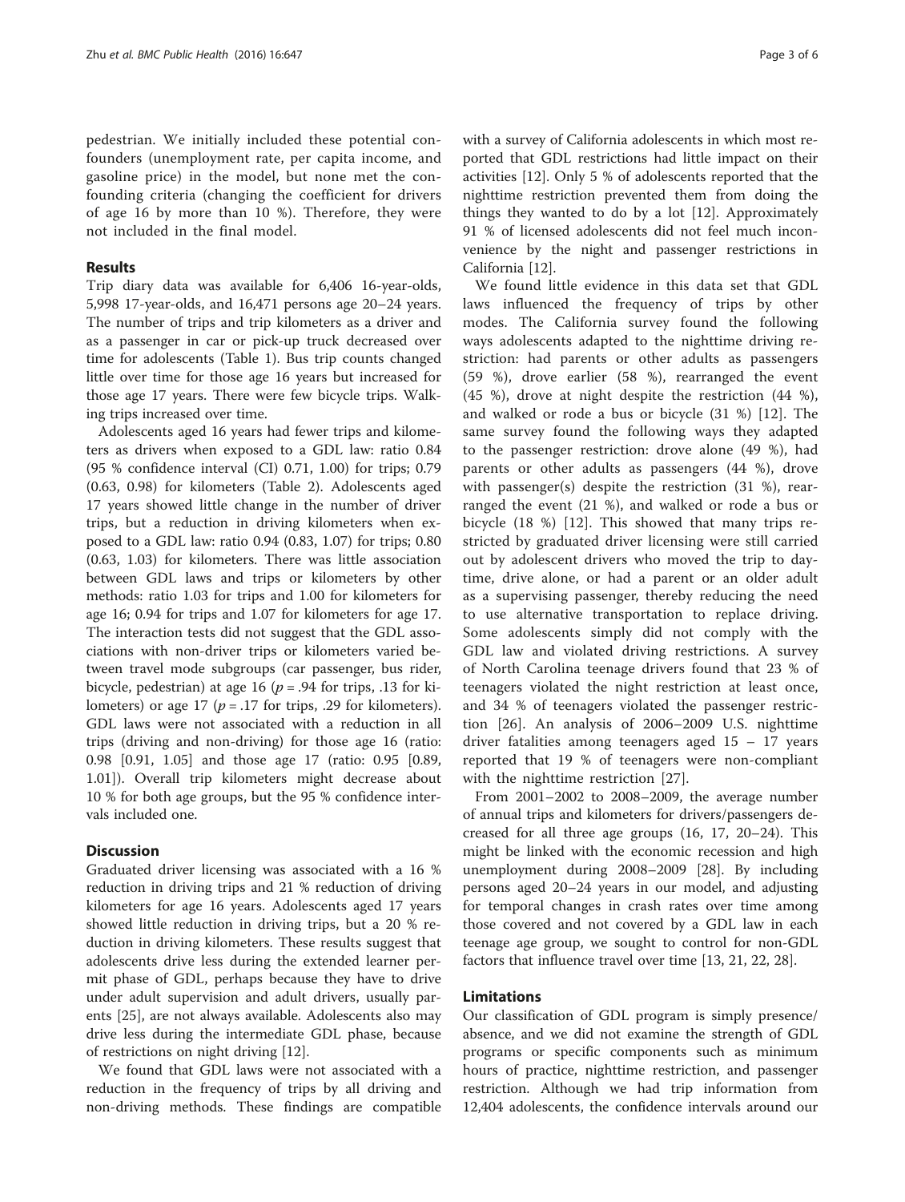pedestrian. We initially included these potential confounders (unemployment rate, per capita income, and gasoline price) in the model, but none met the confounding criteria (changing the coefficient for drivers of age 16 by more than 10 %). Therefore, they were not included in the final model.

## Results

Trip diary data was available for 6,406 16-year-olds, 5,998 17-year-olds, and 16,471 persons age 20–24 years. The number of trips and trip kilometers as a driver and as a passenger in car or pick-up truck decreased over time for adolescents (Table 1). Bus trip counts changed little over time for those age 16 years but increased for those age 17 years. There were few bicycle trips. Walking trips increased over time.

Adolescents aged 16 years had fewer trips and kilometers as drivers when exposed to a GDL law: ratio 0.84 (95 % confidence interval (CI) 0.71, 1.00) for trips; 0.79 (0.63, 0.98) for kilometers (Table 2). Adolescents aged 17 years showed little change in the number of driver trips, but a reduction in driving kilometers when exposed to a GDL law: ratio 0.94 (0.83, 1.07) for trips; 0.80 (0.63, 1.03) for kilometers. There was little association between GDL laws and trips or kilometers by other methods: ratio 1.03 for trips and 1.00 for kilometers for age 16; 0.94 for trips and 1.07 for kilometers for age 17. The interaction tests did not suggest that the GDL associations with non-driver trips or kilometers varied between travel mode subgroups (car passenger, bus rider, bicycle, pedestrian) at age 16 ($p = .94$ for trips, .13 for kilometers) or age 17 ($p = .17$ for trips, .29 for kilometers). GDL laws were not associated with a reduction in all trips (driving and non-driving) for those age 16 (ratio: 0.98 [0.91, 1.05] and those age 17 (ratio: 0.95 [0.89, 1.01]). Overall trip kilometers might decrease about 10 % for both age groups, but the 95 % confidence intervals included one.

## Discussion

Graduated driver licensing was associated with a 16 % reduction in driving trips and 21 % reduction of driving kilometers for age 16 years. Adolescents aged 17 years showed little reduction in driving trips, but a 20 % reduction in driving kilometers. These results suggest that adolescents drive less during the extended learner permit phase of GDL, perhaps because they have to drive under adult supervision and adult drivers, usually parents [25], are not always available. Adolescents also may drive less during the intermediate GDL phase, because of restrictions on night driving [12].

We found that GDL laws were not associated with a reduction in the frequency of trips by all driving and non-driving methods. These findings are compatible with a survey of California adolescents in which most reported that GDL restrictions had little impact on their activities [12]. Only 5 % of adolescents reported that the nighttime restriction prevented them from doing the things they wanted to do by a lot [12]. Approximately 91 % of licensed adolescents did not feel much inconvenience by the night and passenger restrictions in California [12].

We found little evidence in this data set that GDL laws influenced the frequency of trips by other modes. The California survey found the following ways adolescents adapted to the nighttime driving restriction: had parents or other adults as passengers (59 %), drove earlier (58 %), rearranged the event (45 %), drove at night despite the restriction (44 %), and walked or rode a bus or bicycle (31 %) [12]. The same survey found the following ways they adapted to the passenger restriction: drove alone (49 %), had parents or other adults as passengers (44 %), drove with passenger(s) despite the restriction (31 %), rearranged the event (21 %), and walked or rode a bus or bicycle (18 %) [12]. This showed that many trips restricted by graduated driver licensing were still carried out by adolescent drivers who moved the trip to daytime, drive alone, or had a parent or an older adult as a supervising passenger, thereby reducing the need to use alternative transportation to replace driving. Some adolescents simply did not comply with the GDL law and violated driving restrictions. A survey of North Carolina teenage drivers found that 23 % of teenagers violated the night restriction at least once, and 34 % of teenagers violated the passenger restriction [26]. An analysis of 2006–2009 U.S. nighttime driver fatalities among teenagers aged 15 – 17 years reported that 19 % of teenagers were non-compliant with the nighttime restriction [27].

From 2001–2002 to 2008–2009, the average number of annual trips and kilometers for drivers/passengers decreased for all three age groups (16, 17, 20–24). This might be linked with the economic recession and high unemployment during 2008–2009 [28]. By including persons aged 20–24 years in our model, and adjusting for temporal changes in crash rates over time among those covered and not covered by a GDL law in each teenage age group, we sought to control for non-GDL factors that influence travel over time [13, 21, 22, 28].

## Limitations

Our classification of GDL program is simply presence/absence, and we did not examine the strength of GDL programs or specific components such as minimum hours of practice, nighttime restriction, and passenger restriction. Although we had trip information from 12,404 adolescents, the confidence intervals around our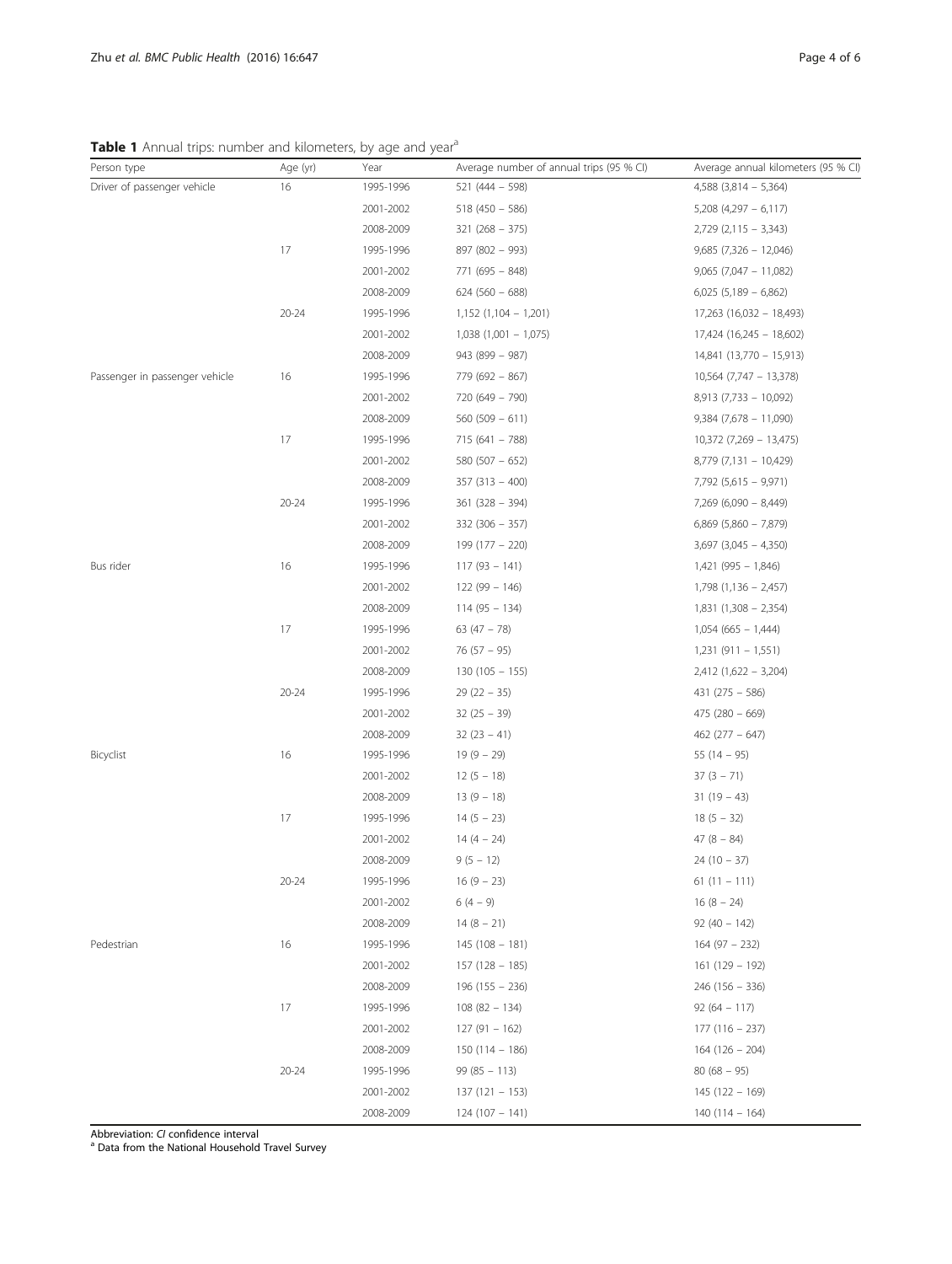**Table 1** Annual trips: number and kilometers, by age and year[a]

| Person type | Age (yr) | Year | Average number of annual trips (95 % CI) | Average annual kilometers (95 % CI) |
|---|---|---|---|---|
| Driver of passenger vehicle | 16 | 1995-1996 | 521 (444 – 598) | 4,588 (3,814 – 5,364) |
| | | 2001-2002 | 518 (450 – 586) | 5,208 (4,297 – 6,117) |
| | | 2008-2009 | 321 (268 – 375) | 2,729 (2,115 – 3,343) |
| | 17 | 1995-1996 | 897 (802 – 993) | 9,685 (7,326 – 12,046) |
| | | 2001-2002 | 771 (695 – 848) | 9,065 (7,047 – 11,082) |
| | | 2008-2009 | 624 (560 – 688) | 6,025 (5,189 – 6,862) |
| | 20-24 | 1995-1996 | 1,152 (1,104 – 1,201) | 17,263 (16,032 – 18,493) |
| | | 2001-2002 | 1,038 (1,001 – 1,075) | 17,424 (16,245 – 18,602) |
| | | 2008-2009 | 943 (899 – 987) | 14,841 (13,770 – 15,913) |
| Passenger in passenger vehicle | 16 | 1995-1996 | 779 (692 – 867) | 10,564 (7,747 – 13,378) |
| | | 2001-2002 | 720 (649 – 790) | 8,913 (7,733 – 10,092) |
| | | 2008-2009 | 560 (509 – 611) | 9,384 (7,678 – 11,090) |
| | 17 | 1995-1996 | 715 (641 – 788) | 10,372 (7,269 – 13,475) |
| | | 2001-2002 | 580 (507 – 652) | 8,779 (7,131 – 10,429) |
| | | 2008-2009 | 357 (313 – 400) | 7,792 (5,615 – 9,971) |
| | 20-24 | 1995-1996 | 361 (328 – 394) | 7,269 (6,090 – 8,449) |
| | | 2001-2002 | 332 (306 – 357) | 6,869 (5,860 – 7,879) |
| | | 2008-2009 | 199 (177 – 220) | 3,697 (3,045 – 4,350) |
| Bus rider | 16 | 1995-1996 | 117 (93 – 141) | 1,421 (995 – 1,846) |
| | | 2001-2002 | 122 (99 – 146) | 1,798 (1,136 – 2,457) |
| | | 2008-2009 | 114 (95 – 134) | 1,831 (1,308 – 2,354) |
| | 17 | 1995-1996 | 63 (47 – 78) | 1,054 (665 – 1,444) |
| | | 2001-2002 | 76 (57 – 95) | 1,231 (911 – 1,551) |
| | | 2008-2009 | 130 (105 – 155) | 2,412 (1,622 – 3,204) |
| | 20-24 | 1995-1996 | 29 (22 – 35) | 431 (275 – 586) |
| | | 2001-2002 | 32 (25 – 39) | 475 (280 – 669) |
| | | 2008-2009 | 32 (23 – 41) | 462 (277 – 647) |
| Bicyclist | 16 | 1995-1996 | 19 (9 – 29) | 55 (14 – 95) |
| | | 2001-2002 | 12 (5 – 18) | 37 (3 – 71) |
| | | 2008-2009 | 13 (9 – 18) | 31 (19 – 43) |
| | 17 | 1995-1996 | 14 (5 – 23) | 18 (5 – 32) |
| | | 2001-2002 | 14 (4 – 24) | 47 (8 – 84) |
| | | 2008-2009 | 9 (5 – 12) | 24 (10 – 37) |
| | 20-24 | 1995-1996 | 16 (9 – 23) | 61 (11 – 111) |
| | | 2001-2002 | 6 (4 – 9) | 16 (8 – 24) |
| | | 2008-2009 | 14 (8 – 21) | 92 (40 – 142) |
| Pedestrian | 16 | 1995-1996 | 145 (108 – 181) | 164 (97 – 232) |
| | | 2001-2002 | 157 (128 – 185) | 161 (129 – 192) |
| | | 2008-2009 | 196 (155 – 236) | 246 (156 – 336) |
| | 17 | 1995-1996 | 108 (82 – 134) | 92 (64 – 117) |
| | | 2001-2002 | 127 (91 – 162) | 177 (116 – 237) |
| | | 2008-2009 | 150 (114 – 186) | 164 (126 – 204) |
| | 20-24 | 1995-1996 | 99 (85 – 113) | 80 (68 – 95) |
| | | 2001-2002 | 137 (121 – 153) | 145 (122 – 169) |
| | | 2008-2009 | 124 (107 – 141) | 140 (114 – 164) |

Abbreviation: *CI* confidence interval
[a] Data from the National Household Travel Survey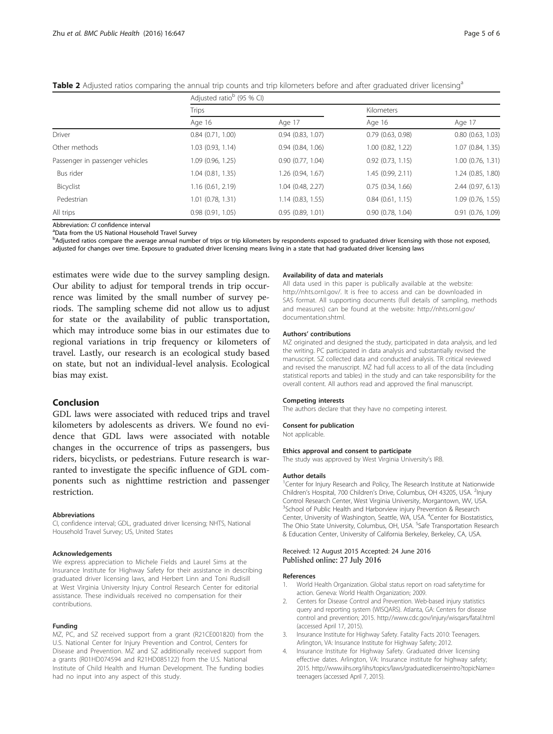**Table 2** Adjusted ratios comparing the annual trip counts and trip kilometers before and after graduated driver licensing[a]

| | Adjusted ratio[b] (95 % CI) | | | |
|---|---|---|---|---|
| | Trips | | Kilometers | |
| | Age 16 | Age 17 | Age 16 | Age 17 |
| Driver | 0.84 (0.71, 1.00) | 0.94 (0.83, 1.07) | 0.79 (0.63, 0.98) | 0.80 (0.63, 1.03) |
| Other methods | 1.03 (0.93, 1.14) | 0.94 (0.84, 1.06) | 1.00 (0.82, 1.22) | 1.07 (0.84, 1.35) |
| Passenger in passenger vehicles | 1.09 (0.96, 1.25) | 0.90 (0.77, 1.04) | 0.92 (0.73, 1.15) | 1.00 (0.76, 1.31) |
| Bus rider | 1.04 (0.81, 1.35) | 1.26 (0.94, 1.67) | 1.45 (0.99, 2.11) | 1.24 (0.85, 1.80) |
| Bicyclist | 1.16 (0.61, 2.19) | 1.04 (0.48, 2.27) | 0.75 (0.34, 1.66) | 2.44 (0.97, 6.13) |
| Pedestrian | 1.01 (0.78, 1.31) | 1.14 (0.83, 1.55) | 0.84 (0.61, 1.15) | 1.09 (0.76, 1.55) |
| All trips | 0.98 (0.91, 1.05) | 0.95 (0.89, 1.01) | 0.90 (0.78, 1.04) | 0.91 (0.76, 1.09) |

Abbreviation: *CI* confidence interval

[a]Data from the US National Household Travel Survey

[b]Adjusted ratios compare the average annual number of trips or trip kilometers by respondents exposed to graduated driver licensing with those not exposed, adjusted for changes over time. Exposure to graduated driver licensing means living in a state that had graduated driver licensing laws

estimates were wide due to the survey sampling design. Our ability to adjust for temporal trends in trip occurrence was limited by the small number of survey periods. The sampling scheme did not allow us to adjust for state or the availability of public transportation, which may introduce some bias in our estimates due to regional variations in trip frequency or kilometers of travel. Lastly, our research is an ecological study based on state, but not an individual-level analysis. Ecological bias may exist.

## Conclusion

GDL laws were associated with reduced trips and travel kilometers by adolescents as drivers. We found no evidence that GDL laws were associated with notable changes in the occurrence of trips as passengers, bus riders, bicyclists, or pedestrians. Future research is warranted to investigate the specific influence of GDL components such as nighttime restriction and passenger restriction.

#### Abbreviations

CI, confidence interval; GDL, graduated driver licensing; NHTS, National Household Travel Survey; US, United States

#### Acknowledgements

We express appreciation to Michele Fields and Laurel Sims at the Insurance Institute for Highway Safety for their assistance in describing graduated driver licensing laws, and Herbert Linn and Toni Rudisill at West Virginia University Injury Control Research Center for editorial assistance. These individuals received no compensation for their contributions.

#### Funding

MZ, PC, and SZ received support from a grant (R21CE001820) from the U.S. National Center for Injury Prevention and Control, Centers for Disease and Prevention. MZ and SZ additionally received support from a grants (R01HD074594 and R21HD085122) from the U.S. National Institute of Child Health and Human Development. The funding bodies had no input into any aspect of this study.

#### Availability of data and materials

All data used in this paper is publically available at the website: http://nhts.ornl.gov/. It is free to access and can be downloaded in SAS format. All supporting documents (full details of sampling, methods and measures) can be found at the website: http://nhts.ornl.gov/documentation.shtml.

#### Authors' contributions

MZ originated and designed the study, participated in data analysis, and led the writing. PC participated in data analysis and substantially revised the manuscript. SZ collected data and conducted analysis. TR critical reviewed and revised the manuscript. MZ had full access to all of the data (including statistical reports and tables) in the study and can take responsibility for the overall content. All authors read and approved the final manuscript.

#### Competing interests

The authors declare that they have no competing interest.

#### Consent for publication

Not applicable.

#### Ethics approval and consent to participate

The study was approved by West Virginia University's IRB.

#### Author details

[1]Center for Injury Research and Policy, The Research Institute at Nationwide Children's Hospital, 700 Children's Drive, Columbus, OH 43205, USA. [2]Injury Control Research Center, West Virginia University, Morgantown, WV, USA. [3]School of Public Health and Harborview injury Prevention & Research Center, University of Washington, Seattle, WA, USA. [4]Center for Biostatistics, The Ohio State University, Columbus, OH, USA. [5]Safe Transportation Research & Education Center, University of California Berkeley, Berkeley, CA, USA.

Received: 12 August 2015 Accepted: 24 June 2016
Published online: 27 July 2016

#### References

1. World Health Organization. Global status report on road safety:time for action. Geneva: World Health Organization; 2009.
2. Centers for Disease Control and Prevention. Web-based injury statistics query and reporting system (WISQARS). Atlanta, GA: Centers for disease control and prevention; 2015. http://www.cdc.gov/injury/wisqars/fatal.html (accessed April 17, 2015).
3. Insurance Institute for Highway Safety. Fatality Facts 2010: Teenagers. Arlington, VA: Insurance Institute for Highway Safety; 2012.
4. Insurance Institute for Highway Safety. Graduated driver licensing effective dates. Arlington, VA: Insurance institute for highway safety; 2015. http://www.iihs.org/iihs/topics/laws/graduatedlicenseintro?topicName=teenagers (accessed April 7, 2015).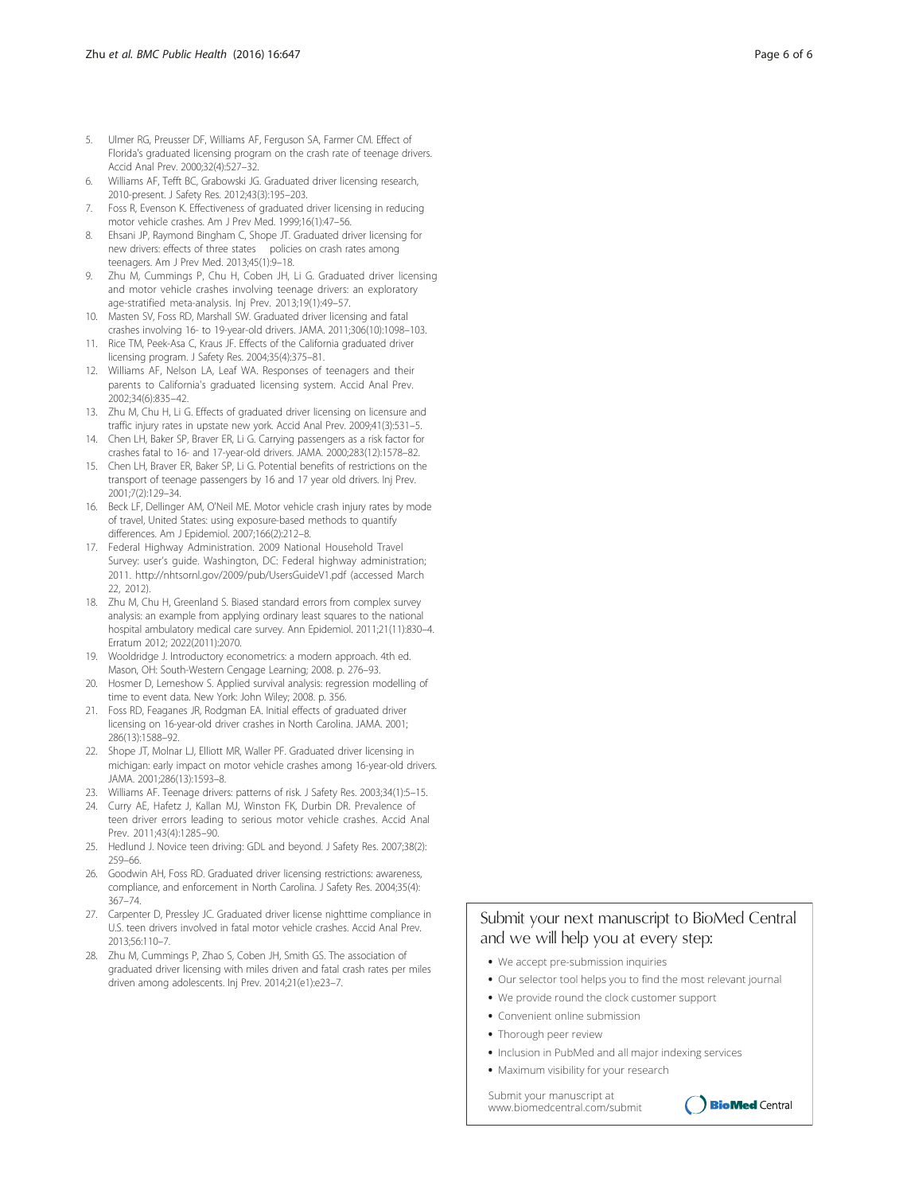5. Ulmer RG, Preusser DF, Williams AF, Ferguson SA, Farmer CM. Effect of Florida's graduated licensing program on the crash rate of teenage drivers. Accid Anal Prev. 2000;32(4):527–32.
6. Williams AF, Tefft BC, Grabowski JG. Graduated driver licensing research, 2010-present. J Safety Res. 2012;43(3):195–203.
7. Foss R, Evenson K. Effectiveness of graduated driver licensing in reducing motor vehicle crashes. Am J Prev Med. 1999;16(1):47–56.
8. Ehsani JP, Raymond Bingham C, Shope JT. Graduated driver licensing for new drivers: effects of three states policies on crash rates among teenagers. Am J Prev Med. 2013;45(1):9–18.
9. Zhu M, Cummings P, Chu H, Coben JH, Li G. Graduated driver licensing and motor vehicle crashes involving teenage drivers: an exploratory age-stratified meta-analysis. Inj Prev. 2013;19(1):49–57.
10. Masten SV, Foss RD, Marshall SW. Graduated driver licensing and fatal crashes involving 16- to 19-year-old drivers. JAMA. 2011;306(10):1098–103.
11. Rice TM, Peek-Asa C, Kraus JF. Effects of the California graduated driver licensing program. J Safety Res. 2004;35(4):375–81.
12. Williams AF, Nelson LA, Leaf WA. Responses of teenagers and their parents to California's graduated licensing system. Accid Anal Prev. 2002;34(6):835–42.
13. Zhu M, Chu H, Li G. Effects of graduated driver licensing on licensure and traffic injury rates in upstate new york. Accid Anal Prev. 2009;41(3):531–5.
14. Chen LH, Baker SP, Braver ER, Li G. Carrying passengers as a risk factor for crashes fatal to 16- and 17-year-old drivers. JAMA. 2000;283(12):1578–82.
15. Chen LH, Braver ER, Baker SP, Li G. Potential benefits of restrictions on the transport of teenage passengers by 16 and 17 year old drivers. Inj Prev. 2001;7(2):129–34.
16. Beck LF, Dellinger AM, O'Neil ME. Motor vehicle crash injury rates by mode of travel, United States: using exposure-based methods to quantify differences. Am J Epidemiol. 2007;166(2):212–8.
17. Federal Highway Administration. 2009 National Household Travel Survey: user's guide. Washington, DC: Federal highway administration; 2011. http://nhtsornl.gov/2009/pub/UsersGuideV1.pdf (accessed March 22, 2012).
18. Zhu M, Chu H, Greenland S. Biased standard errors from complex survey analysis: an example from applying ordinary least squares to the national hospital ambulatory medical care survey. Ann Epidemiol. 2011;21(11):830–4. Erratum 2012; 2022(2011):2070.
19. Wooldridge J. Introductory econometrics: a modern approach. 4th ed. Mason, OH: South-Western Cengage Learning; 2008. p. 276–93.
20. Hosmer D, Lemeshow S. Applied survival analysis: regression modelling of time to event data. New York: John Wiley; 2008. p. 356.
21. Foss RD, Feaganes JR, Rodgman EA. Initial effects of graduated driver licensing on 16-year-old driver crashes in North Carolina. JAMA. 2001; 286(13):1588–92.
22. Shope JT, Molnar LJ, Elliott MR, Waller PF. Graduated driver licensing in michigan: early impact on motor vehicle crashes among 16-year-old drivers. JAMA. 2001;286(13):1593–8.
23. Williams AF. Teenage drivers: patterns of risk. J Safety Res. 2003;34(1):5–15.
24. Curry AE, Hafetz J, Kallan MJ, Winston FK, Durbin DR. Prevalence of teen driver errors leading to serious motor vehicle crashes. Accid Anal Prev. 2011;43(4):1285–90.
25. Hedlund J. Novice teen driving: GDL and beyond. J Safety Res. 2007;38(2): 259–66.
26. Goodwin AH, Foss RD. Graduated driver licensing restrictions: awareness, compliance, and enforcement in North Carolina. J Safety Res. 2004;35(4): 367–74.
27. Carpenter D, Pressley JC. Graduated driver license nighttime compliance in U.S. teen drivers involved in fatal motor vehicle crashes. Accid Anal Prev. 2013;56:110–7.
28. Zhu M, Cummings P, Zhao S, Coben JH, Smith GS. The association of graduated driver licensing with miles driven and fatal crash rates per miles driven among adolescents. Inj Prev. 2014;21(e1):e23–7.

Submit your next manuscript to BioMed Central and we will help you at every step:

- We accept pre-submission inquiries
- Our selector tool helps you to find the most relevant journal
- We provide round the clock customer support
- Convenient online submission
- Thorough peer review
- Inclusion in PubMed and all major indexing services
- Maximum visibility for your research

Submit your manuscript at
www.biomedcentral.com/submit

BioMed Central